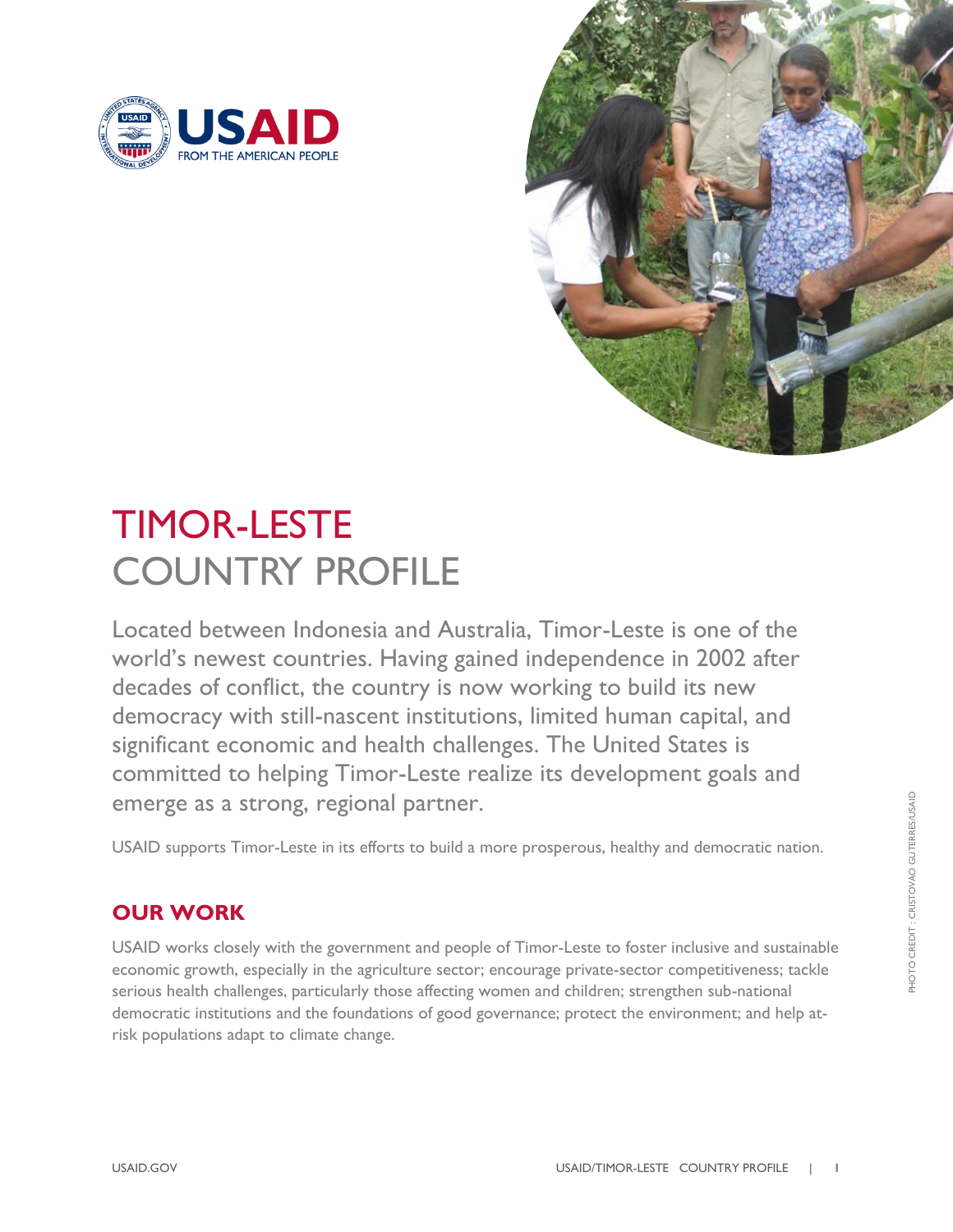# TIMOR-LESTE
# COUNTRY PROFILE

Located between Indonesia and Australia, Timor-Leste is one of the world's newest countries. Having gained independence in 2002 after decades of conflict, the country is now working to build its new democracy with still-nascent institutions, limited human capital, and significant economic and health challenges. The United States is committed to helping Timor-Leste realize its development goals and emerge as a strong, regional partner.

USAID supports Timor-Leste in its efforts to build a more prosperous, healthy and democratic nation.

## OUR WORK

USAID works closely with the government and people of Timor-Leste to foster inclusive and sustainable economic growth, especially in the agriculture sector; encourage private-sector competitiveness; tackle serious health challenges, particularly those affecting women and children; strengthen sub-national democratic institutions and the foundations of good governance; protect the environment; and help at-risk populations adapt to climate change.

PHOTO CREDIT : CRISTOVAO GUTERRES/USAID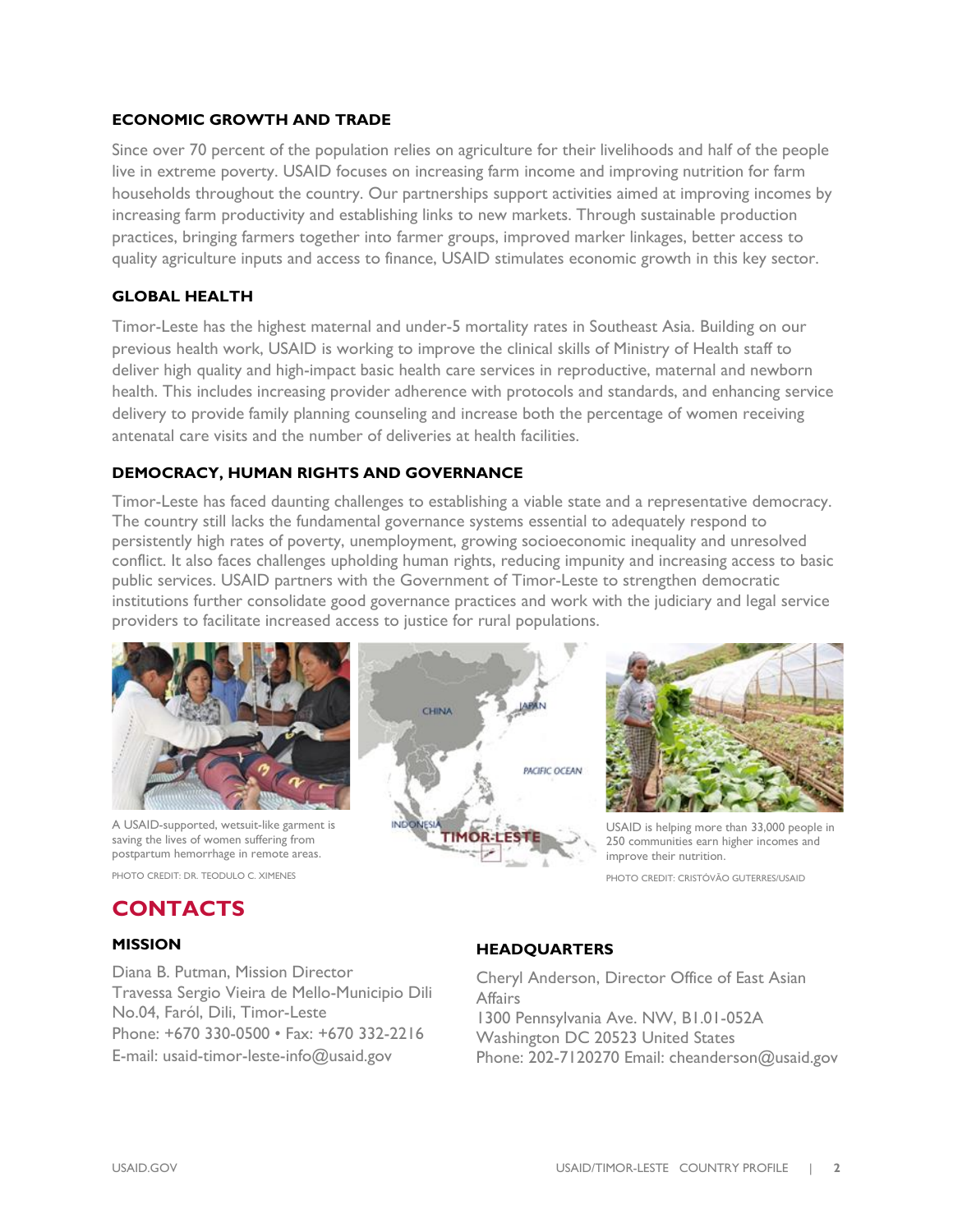### ECONOMIC GROWTH AND TRADE

Since over 70 percent of the population relies on agriculture for their livelihoods and half of the people live in extreme poverty. USAID focuses on increasing farm income and improving nutrition for farm households throughout the country. Our partnerships support activities aimed at improving incomes by increasing farm productivity and establishing links to new markets. Through sustainable production practices, bringing farmers together into farmer groups, improved marker linkages, better access to quality agriculture inputs and access to finance, USAID stimulates economic growth in this key sector.

### GLOBAL HEALTH

Timor-Leste has the highest maternal and under-5 mortality rates in Southeast Asia. Building on our previous health work, USAID is working to improve the clinical skills of Ministry of Health staff to deliver high quality and high-impact basic health care services in reproductive, maternal and newborn health. This includes increasing provider adherence with protocols and standards, and enhancing service delivery to provide family planning counseling and increase both the percentage of women receiving antenatal care visits and the number of deliveries at health facilities.

### DEMOCRACY, HUMAN RIGHTS AND GOVERNANCE

Timor-Leste has faced daunting challenges to establishing a viable state and a representative democracy. The country still lacks the fundamental governance systems essential to adequately respond to persistently high rates of poverty, unemployment, growing socioeconomic inequality and unresolved conflict. It also faces challenges upholding human rights, reducing impunity and increasing access to basic public services. USAID partners with the Government of Timor-Leste to strengthen democratic institutions further consolidate good governance practices and work with the judiciary and legal service providers to facilitate increased access to justice for rural populations.

A USAID-supported, wetsuit-like garment is saving the lives of women suffering from postpartum hemorrhage in remote areas.

PHOTO CREDIT: DR. TEODULO C. XIMENES

CHINA
JAPAN
PACIFIC OCEAN
INDONESIA
TIMOR-LESTE

USAID is helping more than 33,000 people in 250 communities earn higher incomes and improve their nutrition.

PHOTO CREDIT: CRISTÓVÃO GUTERRES/USAID

## CONTACTS

### MISSION

Diana B. Putman, Mission Director
Travessa Sergio Vieira de Mello-Municipio Dili No.04, Faról, Dili, Timor-Leste
Phone: +670 330-0500 • Fax: +670 332-2216
E-mail: usaid-timor-leste-info@usaid.gov

### HEADQUARTERS

Cheryl Anderson, Director Office of East Asian Affairs
1300 Pennsylvania Ave. NW, B1.01-052A
Washington DC 20523 United States
Phone: 202-7120270 Email: cheanderson@usaid.gov